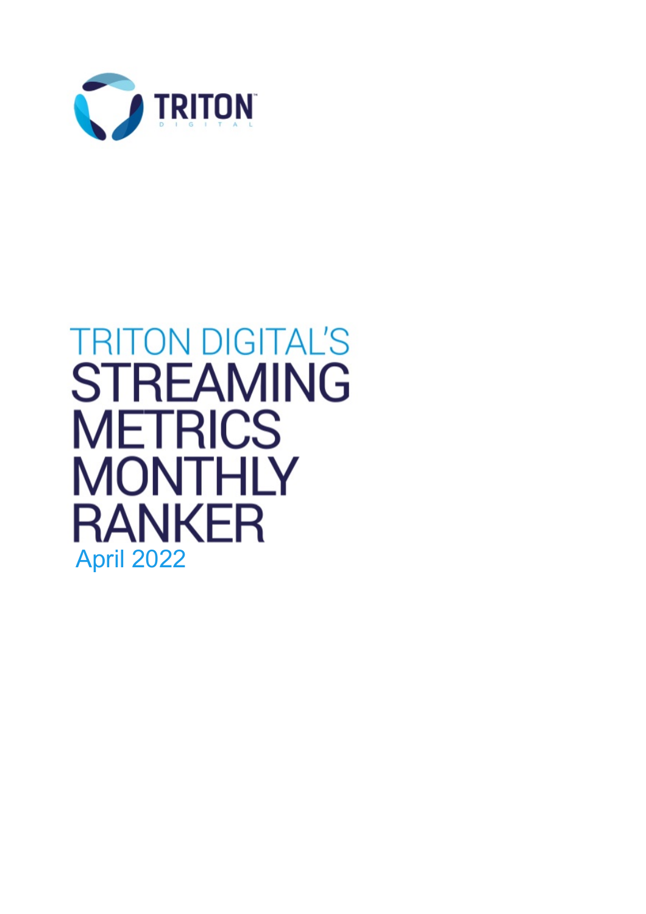TRITON DIGITAL

# TRITON DIGITAL'S STREAMING METRICS MONTHLY RANKER

April 2022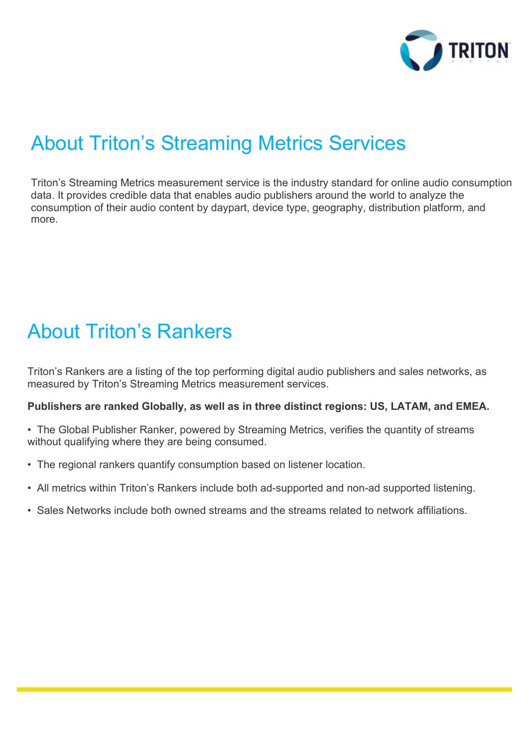## About Triton's Streaming Metrics Services

Triton's Streaming Metrics measurement service is the industry standard for online audio consumption data. It provides credible data that enables audio publishers around the world to analyze the consumption of their audio content by daypart, device type, geography, distribution platform, and more.

## About Triton's Rankers

Triton's Rankers are a listing of the top performing digital audio publishers and sales networks, as measured by Triton's Streaming Metrics measurement services.

**Publishers are ranked Globally, as well as in three distinct regions: US, LATAM, and EMEA.**

- The Global Publisher Ranker, powered by Streaming Metrics, verifies the quantity of streams without qualifying where they are being consumed.
- The regional rankers quantify consumption based on listener location.
- All metrics within Triton's Rankers include both ad-supported and non-ad supported listening.
- Sales Networks include both owned streams and the streams related to network affiliations.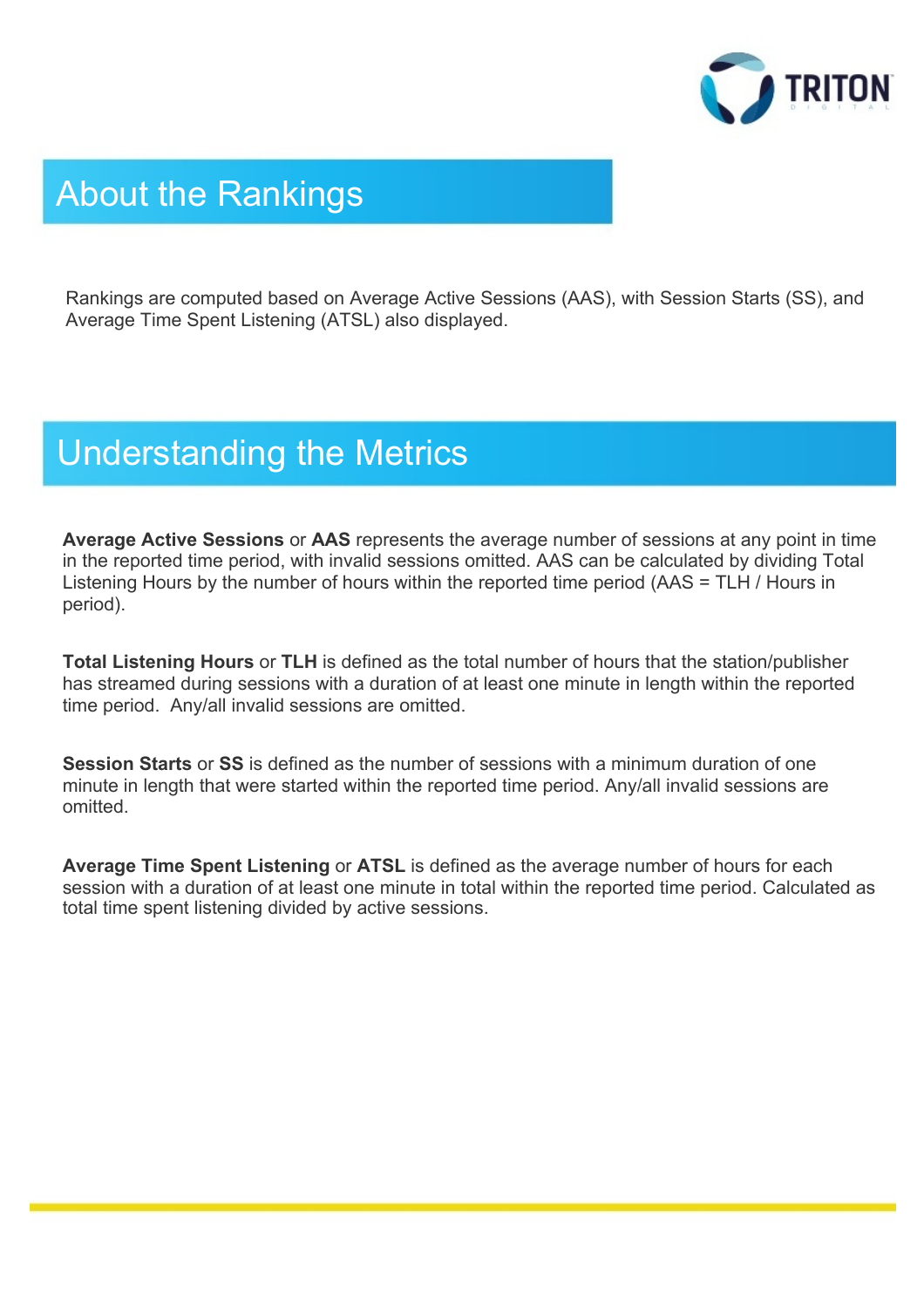# About the Rankings

Rankings are computed based on Average Active Sessions (AAS), with Session Starts (SS), and Average Time Spent Listening (ATSL) also displayed.

# Understanding the Metrics

**Average Active Sessions** or **AAS** represents the average number of sessions at any point in time in the reported time period, with invalid sessions omitted. AAS can be calculated by dividing Total Listening Hours by the number of hours within the reported time period (AAS = TLH / Hours in period).

**Total Listening Hours** or **TLH** is defined as the total number of hours that the station/publisher has streamed during sessions with a duration of at least one minute in length within the reported time period. Any/all invalid sessions are omitted.

**Session Starts** or **SS** is defined as the number of sessions with a minimum duration of one minute in length that were started within the reported time period. Any/all invalid sessions are omitted.

**Average Time Spent Listening** or **ATSL** is defined as the average number of hours for each session with a duration of at least one minute in total within the reported time period. Calculated as total time spent listening divided by active sessions.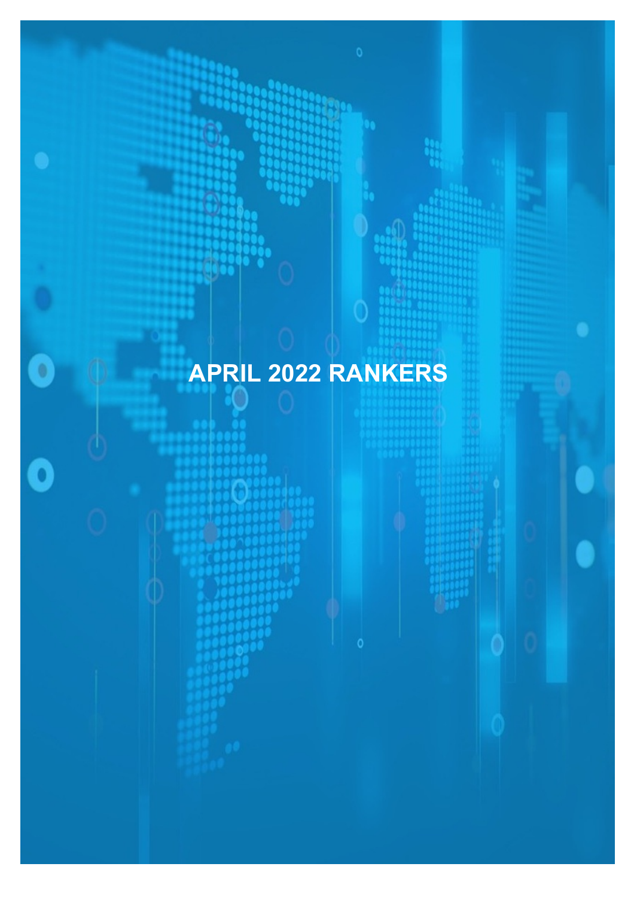# APRIL 2022 RANKERS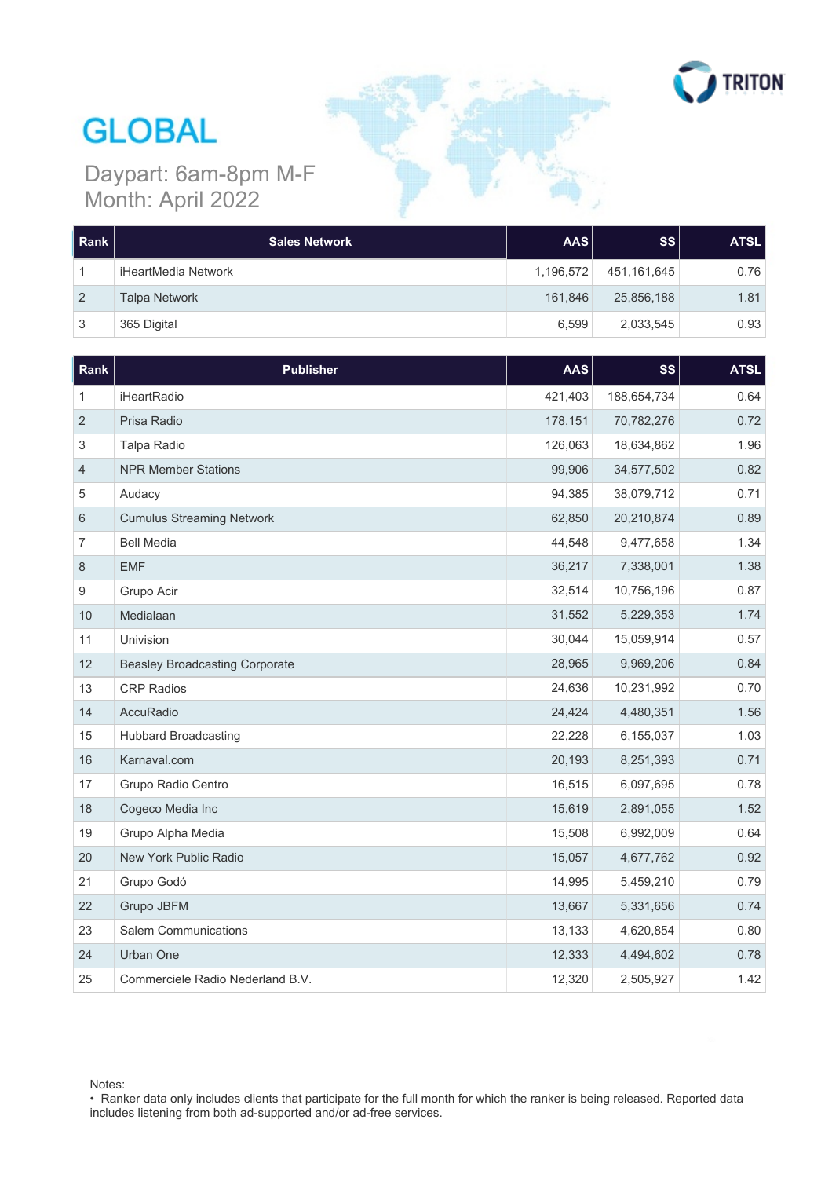# GLOBAL

Daypart: 6am-8pm M-F
Month: April 2022

| Rank | Sales Network | AAS | SS | ATSL |
|---|---|---|---|---|
| 1 | iHeartMedia Network | 1,196,572 | 451,161,645 | 0.76 |
| 2 | Talpa Network | 161,846 | 25,856,188 | 1.81 |
| 3 | 365 Digital | 6,599 | 2,033,545 | 0.93 |

| Rank | Publisher | AAS | SS | ATSL |
|---|---|---|---|---|
| 1 | iHeartRadio | 421,403 | 188,654,734 | 0.64 |
| 2 | Prisa Radio | 178,151 | 70,782,276 | 0.72 |
| 3 | Talpa Radio | 126,063 | 18,634,862 | 1.96 |
| 4 | NPR Member Stations | 99,906 | 34,577,502 | 0.82 |
| 5 | Audacy | 94,385 | 38,079,712 | 0.71 |
| 6 | Cumulus Streaming Network | 62,850 | 20,210,874 | 0.89 |
| 7 | Bell Media | 44,548 | 9,477,658 | 1.34 |
| 8 | EMF | 36,217 | 7,338,001 | 1.38 |
| 9 | Grupo Acir | 32,514 | 10,756,196 | 0.87 |
| 10 | Medialaan | 31,552 | 5,229,353 | 1.74 |
| 11 | Univision | 30,044 | 15,059,914 | 0.57 |
| 12 | Beasley Broadcasting Corporate | 28,965 | 9,969,206 | 0.84 |
| 13 | CRP Radios | 24,636 | 10,231,992 | 0.70 |
| 14 | AccuRadio | 24,424 | 4,480,351 | 1.56 |
| 15 | Hubbard Broadcasting | 22,228 | 6,155,037 | 1.03 |
| 16 | Karnaval.com | 20,193 | 8,251,393 | 0.71 |
| 17 | Grupo Radio Centro | 16,515 | 6,097,695 | 0.78 |
| 18 | Cogeco Media Inc | 15,619 | 2,891,055 | 1.52 |
| 19 | Grupo Alpha Media | 15,508 | 6,992,009 | 0.64 |
| 20 | New York Public Radio | 15,057 | 4,677,762 | 0.92 |
| 21 | Grupo Godó | 14,995 | 5,459,210 | 0.79 |
| 22 | Grupo JBFM | 13,667 | 5,331,656 | 0.74 |
| 23 | Salem Communications | 13,133 | 4,620,854 | 0.80 |
| 24 | Urban One | 12,333 | 4,494,602 | 0.78 |
| 25 | Commerciele Radio Nederland B.V. | 12,320 | 2,505,927 | 1.42 |

Notes:

- Ranker data only includes clients that participate for the full month for which the ranker is being released. Reported data includes listening from both ad-supported and/or ad-free services.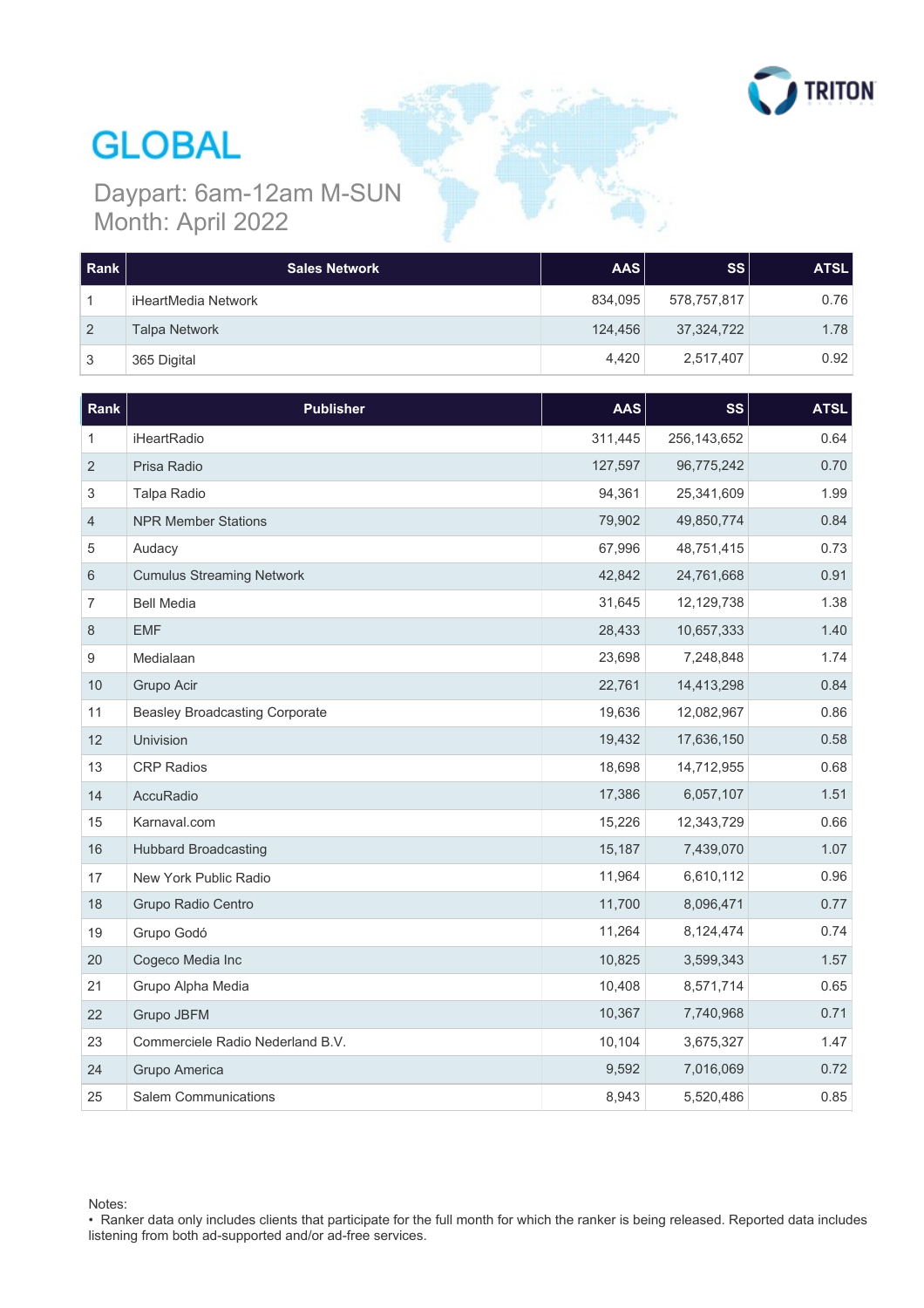# GLOBAL

Daypart: 6am-12am M-SUN
Month: April 2022

| Rank | Sales Network | AAS | SS | ATSL |
|---|---|---|---|---|
| 1 | iHeartMedia Network | 834,095 | 578,757,817 | 0.76 |
| 2 | Talpa Network | 124,456 | 37,324,722 | 1.78 |
| 3 | 365 Digital | 4,420 | 2,517,407 | 0.92 |

| Rank | Publisher | AAS | SS | ATSL |
|---|---|---|---|---|
| 1 | iHeartRadio | 311,445 | 256,143,652 | 0.64 |
| 2 | Prisa Radio | 127,597 | 96,775,242 | 0.70 |
| 3 | Talpa Radio | 94,361 | 25,341,609 | 1.99 |
| 4 | NPR Member Stations | 79,902 | 49,850,774 | 0.84 |
| 5 | Audacy | 67,996 | 48,751,415 | 0.73 |
| 6 | Cumulus Streaming Network | 42,842 | 24,761,668 | 0.91 |
| 7 | Bell Media | 31,645 | 12,129,738 | 1.38 |
| 8 | EMF | 28,433 | 10,657,333 | 1.40 |
| 9 | Medialaan | 23,698 | 7,248,848 | 1.74 |
| 10 | Grupo Acir | 22,761 | 14,413,298 | 0.84 |
| 11 | Beasley Broadcasting Corporate | 19,636 | 12,082,967 | 0.86 |
| 12 | Univision | 19,432 | 17,636,150 | 0.58 |
| 13 | CRP Radios | 18,698 | 14,712,955 | 0.68 |
| 14 | AccuRadio | 17,386 | 6,057,107 | 1.51 |
| 15 | Karnaval.com | 15,226 | 12,343,729 | 0.66 |
| 16 | Hubbard Broadcasting | 15,187 | 7,439,070 | 1.07 |
| 17 | New York Public Radio | 11,964 | 6,610,112 | 0.96 |
| 18 | Grupo Radio Centro | 11,700 | 8,096,471 | 0.77 |
| 19 | Grupo Godó | 11,264 | 8,124,474 | 0.74 |
| 20 | Cogeco Media Inc | 10,825 | 3,599,343 | 1.57 |
| 21 | Grupo Alpha Media | 10,408 | 8,571,714 | 0.65 |
| 22 | Grupo JBFM | 10,367 | 7,740,968 | 0.71 |
| 23 | Commerciele Radio Nederland B.V. | 10,104 | 3,675,327 | 1.47 |
| 24 | Grupo America | 9,592 | 7,016,069 | 0.72 |
| 25 | Salem Communications | 8,943 | 5,520,486 | 0.85 |

Notes:
- Ranker data only includes clients that participate for the full month for which the ranker is being released. Reported data includes listening from both ad-supported and/or ad-free services.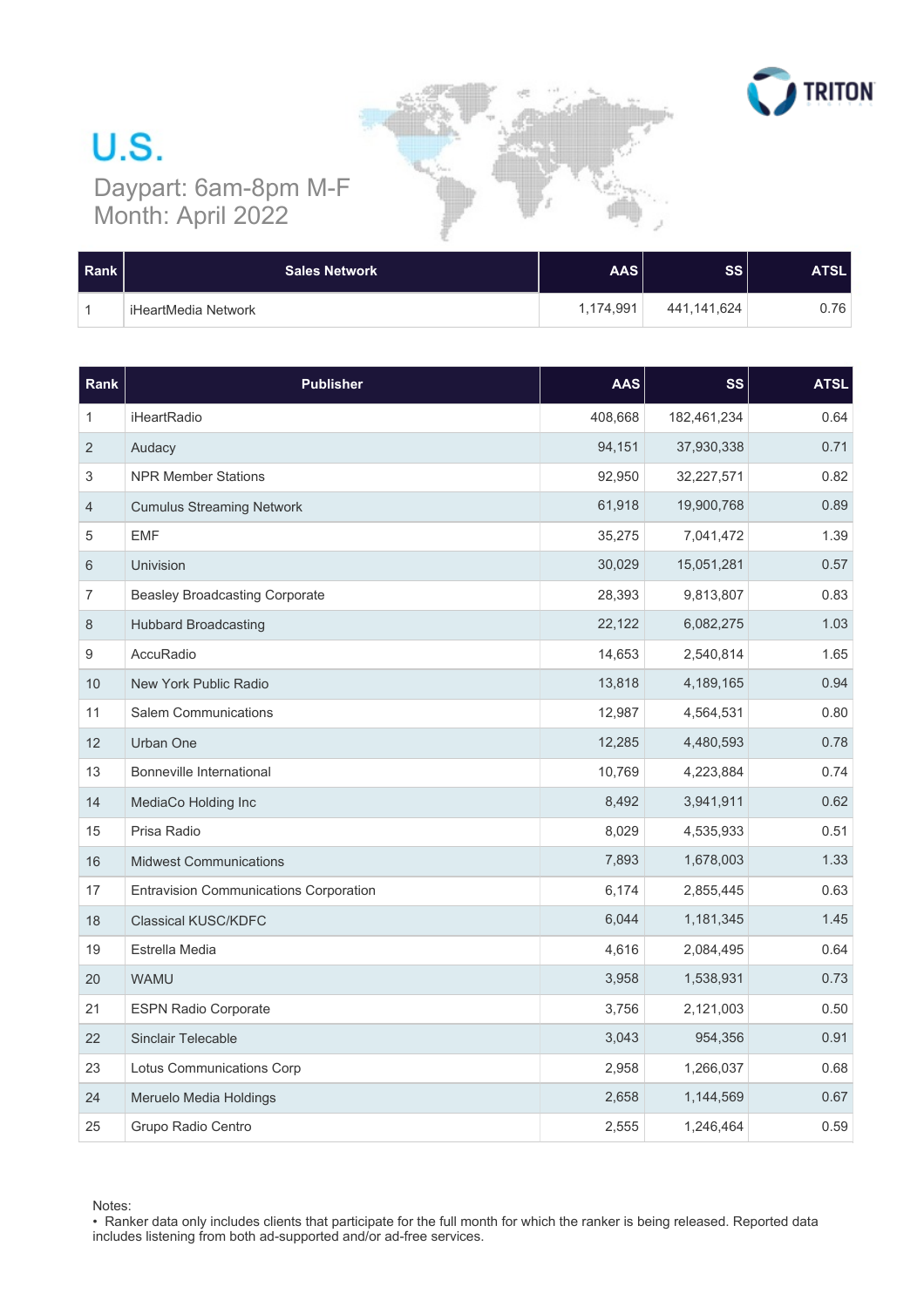# U.S.

Daypart: 6am-8pm M-F
Month: April 2022

| Rank | Sales Network | AAS | SS | ATSL |
|---|---|---|---|---|
| 1 | iHeartMedia Network | 1,174,991 | 441,141,624 | 0.76 |

| Rank | Publisher | AAS | SS | ATSL |
|---|---|---|---|---|
| 1 | iHeartRadio | 408,668 | 182,461,234 | 0.64 |
| 2 | Audacy | 94,151 | 37,930,338 | 0.71 |
| 3 | NPR Member Stations | 92,950 | 32,227,571 | 0.82 |
| 4 | Cumulus Streaming Network | 61,918 | 19,900,768 | 0.89 |
| 5 | EMF | 35,275 | 7,041,472 | 1.39 |
| 6 | Univision | 30,029 | 15,051,281 | 0.57 |
| 7 | Beasley Broadcasting Corporate | 28,393 | 9,813,807 | 0.83 |
| 8 | Hubbard Broadcasting | 22,122 | 6,082,275 | 1.03 |
| 9 | AccuRadio | 14,653 | 2,540,814 | 1.65 |
| 10 | New York Public Radio | 13,818 | 4,189,165 | 0.94 |
| 11 | Salem Communications | 12,987 | 4,564,531 | 0.80 |
| 12 | Urban One | 12,285 | 4,480,593 | 0.78 |
| 13 | Bonneville International | 10,769 | 4,223,884 | 0.74 |
| 14 | MediaCo Holding Inc | 8,492 | 3,941,911 | 0.62 |
| 15 | Prisa Radio | 8,029 | 4,535,933 | 0.51 |
| 16 | Midwest Communications | 7,893 | 1,678,003 | 1.33 |
| 17 | Entravision Communications Corporation | 6,174 | 2,855,445 | 0.63 |
| 18 | Classical KUSC/KDFC | 6,044 | 1,181,345 | 1.45 |
| 19 | Estrella Media | 4,616 | 2,084,495 | 0.64 |
| 20 | WAMU | 3,958 | 1,538,931 | 0.73 |
| 21 | ESPN Radio Corporate | 3,756 | 2,121,003 | 0.50 |
| 22 | Sinclair Telecable | 3,043 | 954,356 | 0.91 |
| 23 | Lotus Communications Corp | 2,958 | 1,266,037 | 0.68 |
| 24 | Meruelo Media Holdings | 2,658 | 1,144,569 | 0.67 |
| 25 | Grupo Radio Centro | 2,555 | 1,246,464 | 0.59 |

Notes:
• Ranker data only includes clients that participate for the full month for which the ranker is being released. Reported data includes listening from both ad-supported and/or ad-free services.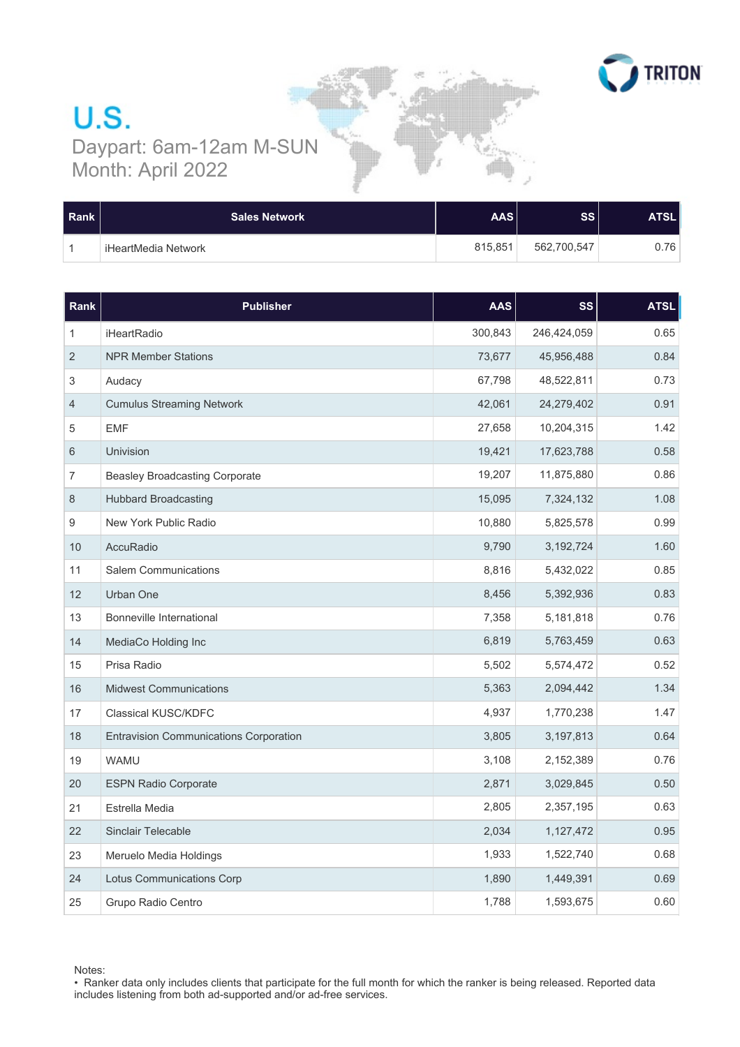# U.S.

Daypart: 6am-12am M-SUN
Month: April 2022

| Rank | Sales Network | AAS | SS | ATSL |
|---|---|---|---|---|
| 1 | iHeartMedia Network | 815,851 | 562,700,547 | 0.76 |

| Rank | Publisher | AAS | SS | ATSL |
|---|---|---|---|---|
| 1 | iHeartRadio | 300,843 | 246,424,059 | 0.65 |
| 2 | NPR Member Stations | 73,677 | 45,956,488 | 0.84 |
| 3 | Audacy | 67,798 | 48,522,811 | 0.73 |
| 4 | Cumulus Streaming Network | 42,061 | 24,279,402 | 0.91 |
| 5 | EMF | 27,658 | 10,204,315 | 1.42 |
| 6 | Univision | 19,421 | 17,623,788 | 0.58 |
| 7 | Beasley Broadcasting Corporate | 19,207 | 11,875,880 | 0.86 |
| 8 | Hubbard Broadcasting | 15,095 | 7,324,132 | 1.08 |
| 9 | New York Public Radio | 10,880 | 5,825,578 | 0.99 |
| 10 | AccuRadio | 9,790 | 3,192,724 | 1.60 |
| 11 | Salem Communications | 8,816 | 5,432,022 | 0.85 |
| 12 | Urban One | 8,456 | 5,392,936 | 0.83 |
| 13 | Bonneville International | 7,358 | 5,181,818 | 0.76 |
| 14 | MediaCo Holding Inc | 6,819 | 5,763,459 | 0.63 |
| 15 | Prisa Radio | 5,502 | 5,574,472 | 0.52 |
| 16 | Midwest Communications | 5,363 | 2,094,442 | 1.34 |
| 17 | Classical KUSC/KDFC | 4,937 | 1,770,238 | 1.47 |
| 18 | Entravision Communications Corporation | 3,805 | 3,197,813 | 0.64 |
| 19 | WAMU | 3,108 | 2,152,389 | 0.76 |
| 20 | ESPN Radio Corporate | 2,871 | 3,029,845 | 0.50 |
| 21 | Estrella Media | 2,805 | 2,357,195 | 0.63 |
| 22 | Sinclair Telecable | 2,034 | 1,127,472 | 0.95 |
| 23 | Meruelo Media Holdings | 1,933 | 1,522,740 | 0.68 |
| 24 | Lotus Communications Corp | 1,890 | 1,449,391 | 0.69 |
| 25 | Grupo Radio Centro | 1,788 | 1,593,675 | 0.60 |

Notes:

- Ranker data only includes clients that participate for the full month for which the ranker is being released. Reported data includes listening from both ad-supported and/or ad-free services.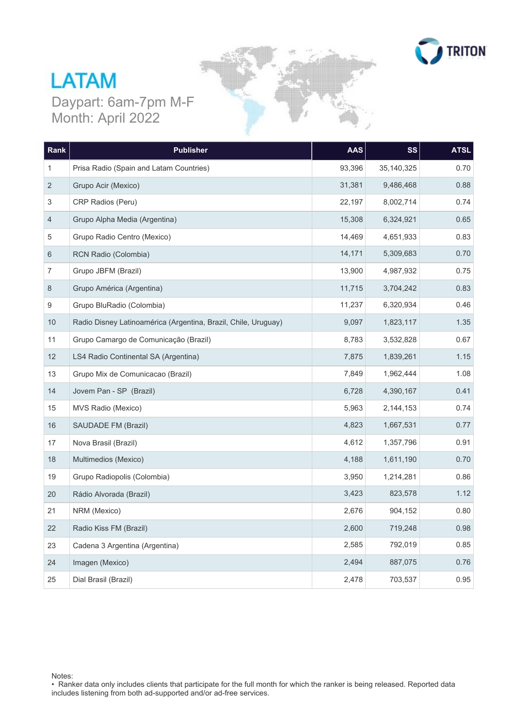# LATAM

Daypart: 6am-7pm M-F
Month: April 2022

| Rank | Publisher | AAS | SS | ATSL |
|---|---|---|---|---|
| 1 | Prisa Radio (Spain and Latam Countries) | 93,396 | 35,140,325 | 0.70 |
| 2 | Grupo Acir (Mexico) | 31,381 | 9,486,468 | 0.88 |
| 3 | CRP Radios (Peru) | 22,197 | 8,002,714 | 0.74 |
| 4 | Grupo Alpha Media (Argentina) | 15,308 | 6,324,921 | 0.65 |
| 5 | Grupo Radio Centro (Mexico) | 14,469 | 4,651,933 | 0.83 |
| 6 | RCN Radio (Colombia) | 14,171 | 5,309,683 | 0.70 |
| 7 | Grupo JBFM (Brazil) | 13,900 | 4,987,932 | 0.75 |
| 8 | Grupo América (Argentina) | 11,715 | 3,704,242 | 0.83 |
| 9 | Grupo BluRadio (Colombia) | 11,237 | 6,320,934 | 0.46 |
| 10 | Radio Disney Latinoamérica (Argentina, Brazil, Chile, Uruguay) | 9,097 | 1,823,117 | 1.35 |
| 11 | Grupo Camargo de Comunicação (Brazil) | 8,783 | 3,532,828 | 0.67 |
| 12 | LS4 Radio Continental SA (Argentina) | 7,875 | 1,839,261 | 1.15 |
| 13 | Grupo Mix de Comunicacao (Brazil) | 7,849 | 1,962,444 | 1.08 |
| 14 | Jovem Pan - SP (Brazil) | 6,728 | 4,390,167 | 0.41 |
| 15 | MVS Radio (Mexico) | 5,963 | 2,144,153 | 0.74 |
| 16 | SAUDADE FM (Brazil) | 4,823 | 1,667,531 | 0.77 |
| 17 | Nova Brasil (Brazil) | 4,612 | 1,357,796 | 0.91 |
| 18 | Multimedios (Mexico) | 4,188 | 1,611,190 | 0.70 |
| 19 | Grupo Radiopolis (Colombia) | 3,950 | 1,214,281 | 0.86 |
| 20 | Rádio Alvorada (Brazil) | 3,423 | 823,578 | 1.12 |
| 21 | NRM (Mexico) | 2,676 | 904,152 | 0.80 |
| 22 | Radio Kiss FM (Brazil) | 2,600 | 719,248 | 0.98 |
| 23 | Cadena 3 Argentina (Argentina) | 2,585 | 792,019 | 0.85 |
| 24 | Imagen (Mexico) | 2,494 | 887,075 | 0.76 |
| 25 | Dial Brasil (Brazil) | 2,478 | 703,537 | 0.95 |

Notes:
- Ranker data only includes clients that participate for the full month for which the ranker is being released. Reported data includes listening from both ad-supported and/or ad-free services.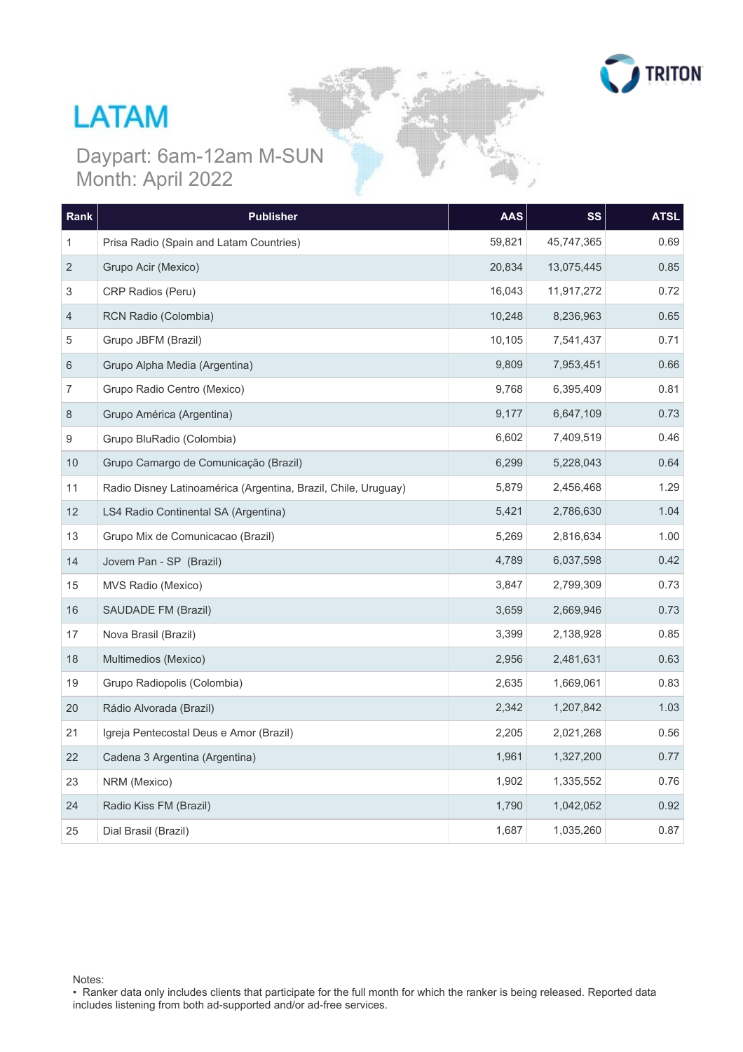# LATAM

Daypart: 6am-12am M-SUN
Month: April 2022

| Rank | Publisher | AAS | SS | ATSL |
|---|---|---|---|---|
| 1 | Prisa Radio (Spain and Latam Countries) | 59,821 | 45,747,365 | 0.69 |
| 2 | Grupo Acir (Mexico) | 20,834 | 13,075,445 | 0.85 |
| 3 | CRP Radios (Peru) | 16,043 | 11,917,272 | 0.72 |
| 4 | RCN Radio (Colombia) | 10,248 | 8,236,963 | 0.65 |
| 5 | Grupo JBFM (Brazil) | 10,105 | 7,541,437 | 0.71 |
| 6 | Grupo Alpha Media (Argentina) | 9,809 | 7,953,451 | 0.66 |
| 7 | Grupo Radio Centro (Mexico) | 9,768 | 6,395,409 | 0.81 |
| 8 | Grupo América (Argentina) | 9,177 | 6,647,109 | 0.73 |
| 9 | Grupo BluRadio (Colombia) | 6,602 | 7,409,519 | 0.46 |
| 10 | Grupo Camargo de Comunicação (Brazil) | 6,299 | 5,228,043 | 0.64 |
| 11 | Radio Disney Latinoamérica (Argentina, Brazil, Chile, Uruguay) | 5,879 | 2,456,468 | 1.29 |
| 12 | LS4 Radio Continental SA (Argentina) | 5,421 | 2,786,630 | 1.04 |
| 13 | Grupo Mix de Comunicacao (Brazil) | 5,269 | 2,816,634 | 1.00 |
| 14 | Jovem Pan - SP (Brazil) | 4,789 | 6,037,598 | 0.42 |
| 15 | MVS Radio (Mexico) | 3,847 | 2,799,309 | 0.73 |
| 16 | SAUDADE FM (Brazil) | 3,659 | 2,669,946 | 0.73 |
| 17 | Nova Brasil (Brazil) | 3,399 | 2,138,928 | 0.85 |
| 18 | Multimedios (Mexico) | 2,956 | 2,481,631 | 0.63 |
| 19 | Grupo Radiopolis (Colombia) | 2,635 | 1,669,061 | 0.83 |
| 20 | Rádio Alvorada (Brazil) | 2,342 | 1,207,842 | 1.03 |
| 21 | Igreja Pentecostal Deus e Amor (Brazil) | 2,205 | 2,021,268 | 0.56 |
| 22 | Cadena 3 Argentina (Argentina) | 1,961 | 1,327,200 | 0.77 |
| 23 | NRM (Mexico) | 1,902 | 1,335,552 | 0.76 |
| 24 | Radio Kiss FM (Brazil) | 1,790 | 1,042,052 | 0.92 |
| 25 | Dial Brasil (Brazil) | 1,687 | 1,035,260 | 0.87 |

Notes:
- Ranker data only includes clients that participate for the full month for which the ranker is being released. Reported data includes listening from both ad-supported and/or ad-free services.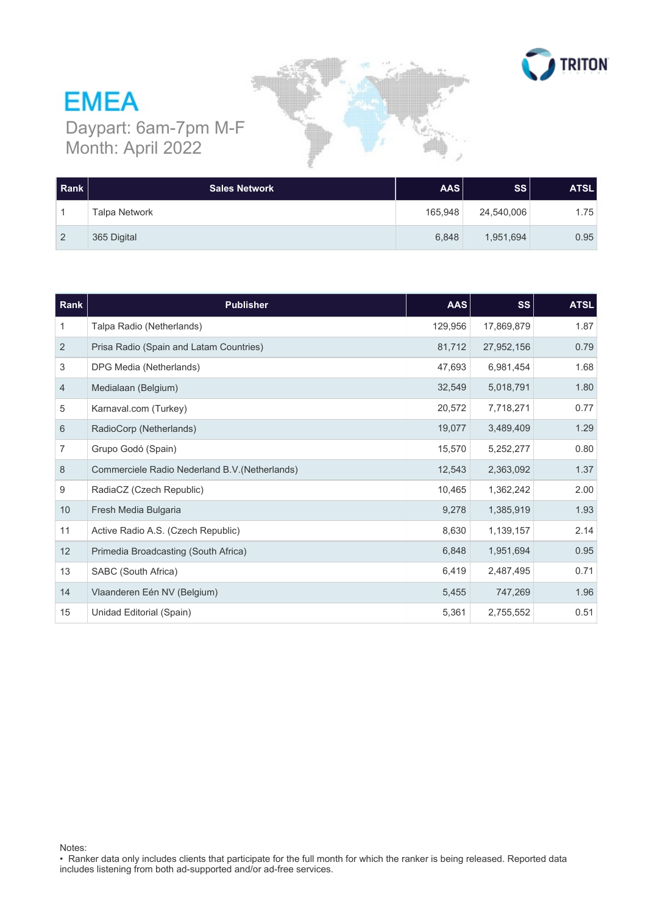# EMEA

Daypart: 6am-7pm M-F
Month: April 2022

| Rank | Sales Network | AAS | SS | ATSL |
|---|---|---|---|---|
| 1 | Talpa Network | 165,948 | 24,540,006 | 1.75 |
| 2 | 365 Digital | 6,848 | 1,951,694 | 0.95 |

| Rank | Publisher | AAS | SS | ATSL |
|---|---|---|---|---|
| 1 | Talpa Radio (Netherlands) | 129,956 | 17,869,879 | 1.87 |
| 2 | Prisa Radio (Spain and Latam Countries) | 81,712 | 27,952,156 | 0.79 |
| 3 | DPG Media (Netherlands) | 47,693 | 6,981,454 | 1.68 |
| 4 | Medialaan (Belgium) | 32,549 | 5,018,791 | 1.80 |
| 5 | Karnaval.com (Turkey) | 20,572 | 7,718,271 | 0.77 |
| 6 | RadioCorp (Netherlands) | 19,077 | 3,489,409 | 1.29 |
| 7 | Grupo Godó (Spain) | 15,570 | 5,252,277 | 0.80 |
| 8 | Commerciele Radio Nederland B.V.(Netherlands) | 12,543 | 2,363,092 | 1.37 |
| 9 | RadiaCZ (Czech Republic) | 10,465 | 1,362,242 | 2.00 |
| 10 | Fresh Media Bulgaria | 9,278 | 1,385,919 | 1.93 |
| 11 | Active Radio A.S. (Czech Republic) | 8,630 | 1,139,157 | 2.14 |
| 12 | Primedia Broadcasting (South Africa) | 6,848 | 1,951,694 | 0.95 |
| 13 | SABC (South Africa) | 6,419 | 2,487,495 | 0.71 |
| 14 | Vlaanderen Eén NV (Belgium) | 5,455 | 747,269 | 1.96 |
| 15 | Unidad Editorial (Spain) | 5,361 | 2,755,552 | 0.51 |

Notes:

- Ranker data only includes clients that participate for the full month for which the ranker is being released. Reported data includes listening from both ad-supported and/or ad-free services.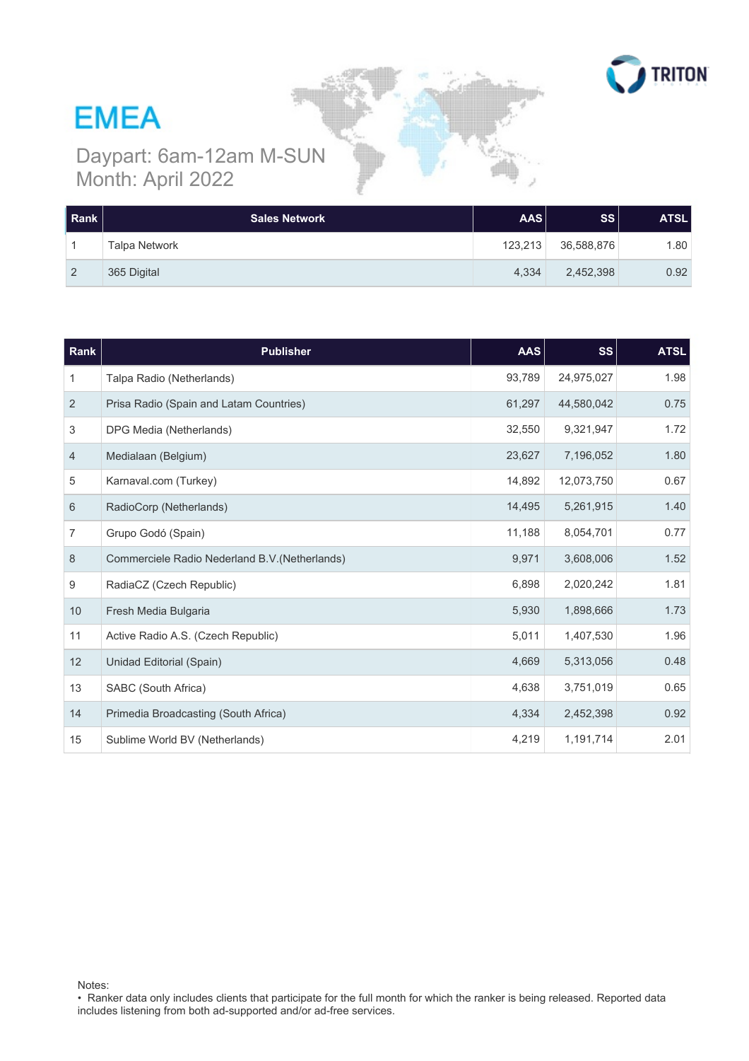# EMEA

Daypart: 6am-12am M-SUN
Month: April 2022

| Rank | Sales Network | AAS | SS | ATSL |
|---|---|---|---|---|
| 1 | Talpa Network | 123,213 | 36,588,876 | 1.80 |
| 2 | 365 Digital | 4,334 | 2,452,398 | 0.92 |

| Rank | Publisher | AAS | SS | ATSL |
|---|---|---|---|---|
| 1 | Talpa Radio (Netherlands) | 93,789 | 24,975,027 | 1.98 |
| 2 | Prisa Radio (Spain and Latam Countries) | 61,297 | 44,580,042 | 0.75 |
| 3 | DPG Media (Netherlands) | 32,550 | 9,321,947 | 1.72 |
| 4 | Medialaan (Belgium) | 23,627 | 7,196,052 | 1.80 |
| 5 | Karnaval.com (Turkey) | 14,892 | 12,073,750 | 0.67 |
| 6 | RadioCorp (Netherlands) | 14,495 | 5,261,915 | 1.40 |
| 7 | Grupo Godó (Spain) | 11,188 | 8,054,701 | 0.77 |
| 8 | Commerciele Radio Nederland B.V.(Netherlands) | 9,971 | 3,608,006 | 1.52 |
| 9 | RadiaCZ (Czech Republic) | 6,898 | 2,020,242 | 1.81 |
| 10 | Fresh Media Bulgaria | 5,930 | 1,898,666 | 1.73 |
| 11 | Active Radio A.S. (Czech Republic) | 5,011 | 1,407,530 | 1.96 |
| 12 | Unidad Editorial (Spain) | 4,669 | 5,313,056 | 0.48 |
| 13 | SABC (South Africa) | 4,638 | 3,751,019 | 0.65 |
| 14 | Primedia Broadcasting (South Africa) | 4,334 | 2,452,398 | 0.92 |
| 15 | Sublime World BV (Netherlands) | 4,219 | 1,191,714 | 2.01 |

Notes:
• Ranker data only includes clients that participate for the full month for which the ranker is being released. Reported data includes listening from both ad-supported and/or ad-free services.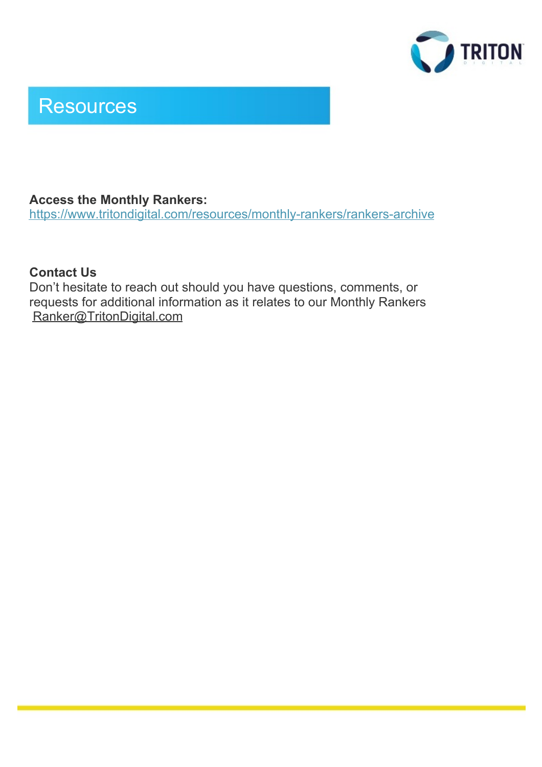# Resources

**Access the Monthly Rankers:**
https://www.tritondigital.com/resources/monthly-rankers/rankers-archive

**Contact Us**
Don't hesitate to reach out should you have questions, comments, or requests for additional information as it relates to our Monthly Rankers
Ranker@TritonDigital.com